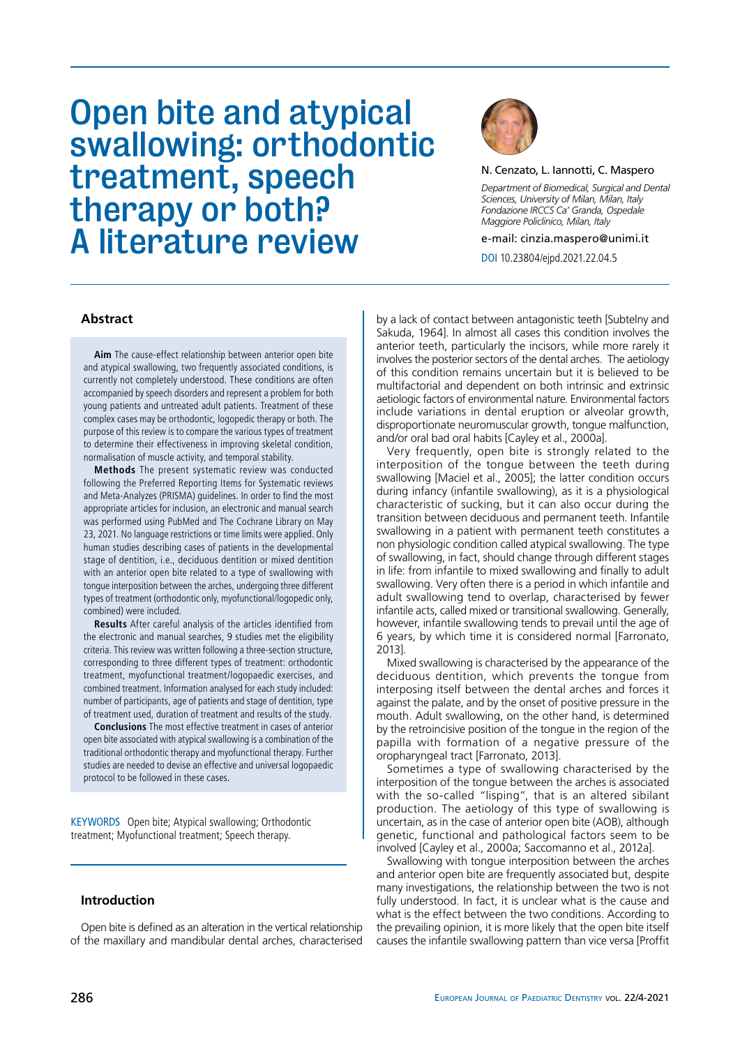# Open bite and atypical swallowing: orthodontic treatment, speech therapy or both? A literature review

N. Cenzato, L. Iannotti, C. Maspero

*Department of Biomedical, Surgical and Dental Sciences, University of Milan, Milan, Italy*
*Fondazione IRCCS Ca' Granda, Ospedale Maggiore Policlinico, Milan, Italy*

e-mail: cinzia.maspero@unimi.it

DOI 10.23804/ejpd.2021.22.04.5

## Abstract

**Aim** The cause-effect relationship between anterior open bite and atypical swallowing, two frequently associated conditions, is currently not completely understood. These conditions are often accompanied by speech disorders and represent a problem for both young patients and untreated adult patients. Treatment of these complex cases may be orthodontic, logopedic therapy or both. The purpose of this review is to compare the various types of treatment to determine their effectiveness in improving skeletal condition, normalisation of muscle activity, and temporal stability.

**Methods** The present systematic review was conducted following the Preferred Reporting Items for Systematic reviews and Meta-Analyzes (PRISMA) guidelines. In order to find the most appropriate articles for inclusion, an electronic and manual search was performed using PubMed and The Cochrane Library on May 23, 2021. No language restrictions or time limits were applied. Only human studies describing cases of patients in the developmental stage of dentition, i.e., deciduous dentition or mixed dentition with an anterior open bite related to a type of swallowing with tongue interposition between the arches, undergoing three different types of treatment (orthodontic only, myofunctional/logopedic only, combined) were included.

**Results** After careful analysis of the articles identified from the electronic and manual searches, 9 studies met the eligibility criteria. This review was written following a three-section structure, corresponding to three different types of treatment: orthodontic treatment, myofunctional treatment/logopaedic exercises, and combined treatment. Information analysed for each study included: number of participants, age of patients and stage of dentition, type of treatment used, duration of treatment and results of the study.

**Conclusions** The most effective treatment in cases of anterior open bite associated with atypical swallowing is a combination of the traditional orthodontic therapy and myofunctional therapy. Further studies are needed to devise an effective and universal logopaedic protocol to be followed in these cases.

KEYWORDS Open bite; Atypical swallowing; Orthodontic treatment; Myofunctional treatment; Speech therapy.

## Introduction

Open bite is defined as an alteration in the vertical relationship of the maxillary and mandibular dental arches, characterised by a lack of contact between antagonistic teeth [Subtelny and Sakuda, 1964]. In almost all cases this condition involves the anterior teeth, particularly the incisors, while more rarely it involves the posterior sectors of the dental arches. The aetiology of this condition remains uncertain but it is believed to be multifactorial and dependent on both intrinsic and extrinsic aetiologic factors of environmental nature. Environmental factors include variations in dental eruption or alveolar growth, disproportionate neuromuscular growth, tongue malfunction, and/or oral bad oral habits [Cayley et al., 2000a].

Very frequently, open bite is strongly related to the interposition of the tongue between the teeth during swallowing [Maciel et al., 2005]; the latter condition occurs during infancy (infantile swallowing), as it is a physiological characteristic of sucking, but it can also occur during the transition between deciduous and permanent teeth. Infantile swallowing in a patient with permanent teeth constitutes a non physiologic condition called atypical swallowing. The type of swallowing, in fact, should change through different stages in life: from infantile to mixed swallowing and finally to adult swallowing. Very often there is a period in which infantile and adult swallowing tend to overlap, characterised by fewer infantile acts, called mixed or transitional swallowing. Generally, however, infantile swallowing tends to prevail until the age of 6 years, by which time it is considered normal [Farronato, 2013].

Mixed swallowing is characterised by the appearance of the deciduous dentition, which prevents the tongue from interposing itself between the dental arches and forces it against the palate, and by the onset of positive pressure in the mouth. Adult swallowing, on the other hand, is determined by the retroincisive position of the tongue in the region of the papilla with formation of a negative pressure of the oropharyngeal tract [Farronato, 2013].

Sometimes a type of swallowing characterised by the interposition of the tongue between the arches is associated with the so-called "lisping", that is an altered sibilant production. The aetiology of this type of swallowing is uncertain, as in the case of anterior open bite (AOB), although genetic, functional and pathological factors seem to be involved [Cayley et al., 2000a; Saccomanno et al., 2012a].

Swallowing with tongue interposition between the arches and anterior open bite are frequently associated but, despite many investigations, the relationship between the two is not fully understood. In fact, it is unclear what is the cause and what is the effect between the two conditions. According to the prevailing opinion, it is more likely that the open bite itself causes the infantile swallowing pattern than vice versa [Proffit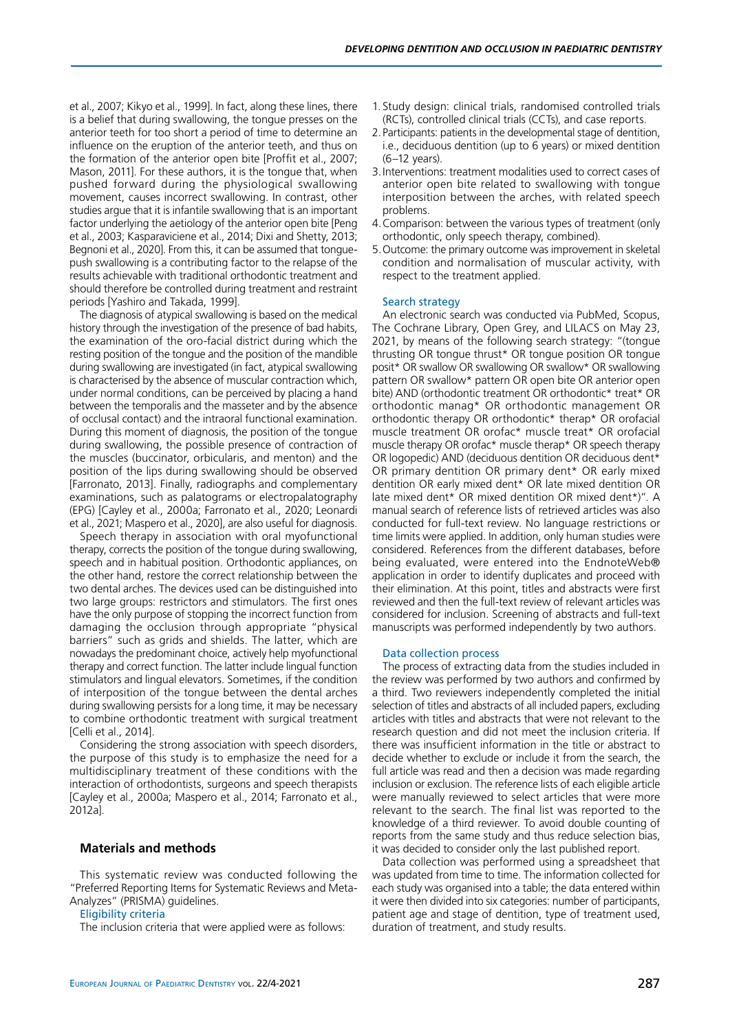et al., 2007; Kikyo et al., 1999]. In fact, along these lines, there is a belief that during swallowing, the tongue presses on the anterior teeth for too short a period of time to determine an influence on the eruption of the anterior teeth, and thus on the formation of the anterior open bite [Proffit et al., 2007; Mason, 2011]. For these authors, it is the tongue that, when pushed forward during the physiological swallowing movement, causes incorrect swallowing. In contrast, other studies argue that it is infantile swallowing that is an important factor underlying the aetiology of the anterior open bite [Peng et al., 2003; Kasparaviciene et al., 2014; Dixi and Shetty, 2013; Begnoni et al., 2020]. From this, it can be assumed that tongue-push swallowing is a contributing factor to the relapse of the results achievable with traditional orthodontic treatment and should therefore be controlled during treatment and restraint periods [Yashiro and Takada, 1999].

The diagnosis of atypical swallowing is based on the medical history through the investigation of the presence of bad habits, the examination of the oro-facial district during which the resting position of the tongue and the position of the mandible during swallowing are investigated (in fact, atypical swallowing is characterised by the absence of muscular contraction which, under normal conditions, can be perceived by placing a hand between the temporalis and the masseter and by the absence of occlusal contact) and the intraoral functional examination. During this moment of diagnosis, the position of the tongue during swallowing, the possible presence of contraction of the muscles (buccinator, orbicularis, and menton) and the position of the lips during swallowing should be observed [Farronato, 2013]. Finally, radiographs and complementary examinations, such as palatograms or electropalatography (EPG) [Cayley et al., 2000a; Farronato et al., 2020; Leonardi et al., 2021; Maspero et al., 2020], are also useful for diagnosis.

Speech therapy in association with oral myofunctional therapy, corrects the position of the tongue during swallowing, speech and in habitual position. Orthodontic appliances, on the other hand, restore the correct relationship between the two dental arches. The devices used can be distinguished into two large groups: restrictors and stimulators. The first ones have the only purpose of stopping the incorrect function from damaging the occlusion through appropriate "physical barriers" such as grids and shields. The latter, which are nowadays the predominant choice, actively help myofunctional therapy and correct function. The latter include lingual function stimulators and lingual elevators. Sometimes, if the condition of interposition of the tongue between the dental arches during swallowing persists for a long time, it may be necessary to combine orthodontic treatment with surgical treatment [Celli et al., 2014].

Considering the strong association with speech disorders, the purpose of this study is to emphasize the need for a multidisciplinary treatment of these conditions with the interaction of orthodontists, surgeons and speech therapists [Cayley et al., 2000a; Maspero et al., 2014; Farronato et al., 2012a].

## Materials and methods

This systematic review was conducted following the "Preferred Reporting Items for Systematic Reviews and Meta-Analyzes" (PRISMA) guidelines.

### Eligibility criteria

The inclusion criteria that were applied were as follows:

1. Study design: clinical trials, randomised controlled trials (RCTs), controlled clinical trials (CCTs), and case reports.
2. Participants: patients in the developmental stage of dentition, i.e., deciduous dentition (up to 6 years) or mixed dentition (6–12 years).
3. Interventions: treatment modalities used to correct cases of anterior open bite related to swallowing with tongue interposition between the arches, with related speech problems.
4. Comparison: between the various types of treatment (only orthodontic, only speech therapy, combined).
5. Outcome: the primary outcome was improvement in skeletal condition and normalisation of muscular activity, with respect to the treatment applied.

### Search strategy

An electronic search was conducted via PubMed, Scopus, The Cochrane Library, Open Grey, and LILACS on May 23, 2021, by means of the following search strategy: "(tongue thrusting OR tongue thrust* OR tongue position OR tongue posit* OR swallow OR swallowing OR swallow* OR swallowing pattern OR swallow* pattern OR open bite OR anterior open bite) AND (orthodontic treatment OR orthodontic* treat* OR orthodontic manag* OR orthodontic management OR orthodontic therapy OR orthodontic* therap* OR orofacial muscle treatment OR orofac* muscle treat* OR orofacial muscle therapy OR orofac* muscle therap* OR speech therapy OR logopedic) AND (deciduous dentition OR deciduous dent* OR primary dentition OR primary dent* OR early mixed dentition OR early mixed dent* OR late mixed dentition OR late mixed dent* OR mixed dentition OR mixed dent*)". A manual search of reference lists of retrieved articles was also conducted for full-text review. No language restrictions or time limits were applied. In addition, only human studies were considered. References from the different databases, before being evaluated, were entered into the EndnoteWeb® application in order to identify duplicates and proceed with their elimination. At this point, titles and abstracts were first reviewed and then the full-text review of relevant articles was considered for inclusion. Screening of abstracts and full-text manuscripts was performed independently by two authors.

### Data collection process

The process of extracting data from the studies included in the review was performed by two authors and confirmed by a third. Two reviewers independently completed the initial selection of titles and abstracts of all included papers, excluding articles with titles and abstracts that were not relevant to the research question and did not meet the inclusion criteria. If there was insufficient information in the title or abstract to decide whether to exclude or include it from the search, the full article was read and then a decision was made regarding inclusion or exclusion. The reference lists of each eligible article were manually reviewed to select articles that were more relevant to the search. The final list was reported to the knowledge of a third reviewer. To avoid double counting of reports from the same study and thus reduce selection bias, it was decided to consider only the last published report.

Data collection was performed using a spreadsheet that was updated from time to time. The information collected for each study was organised into a table; the data entered within it were then divided into six categories: number of participants, patient age and stage of dentition, type of treatment used, duration of treatment, and study results.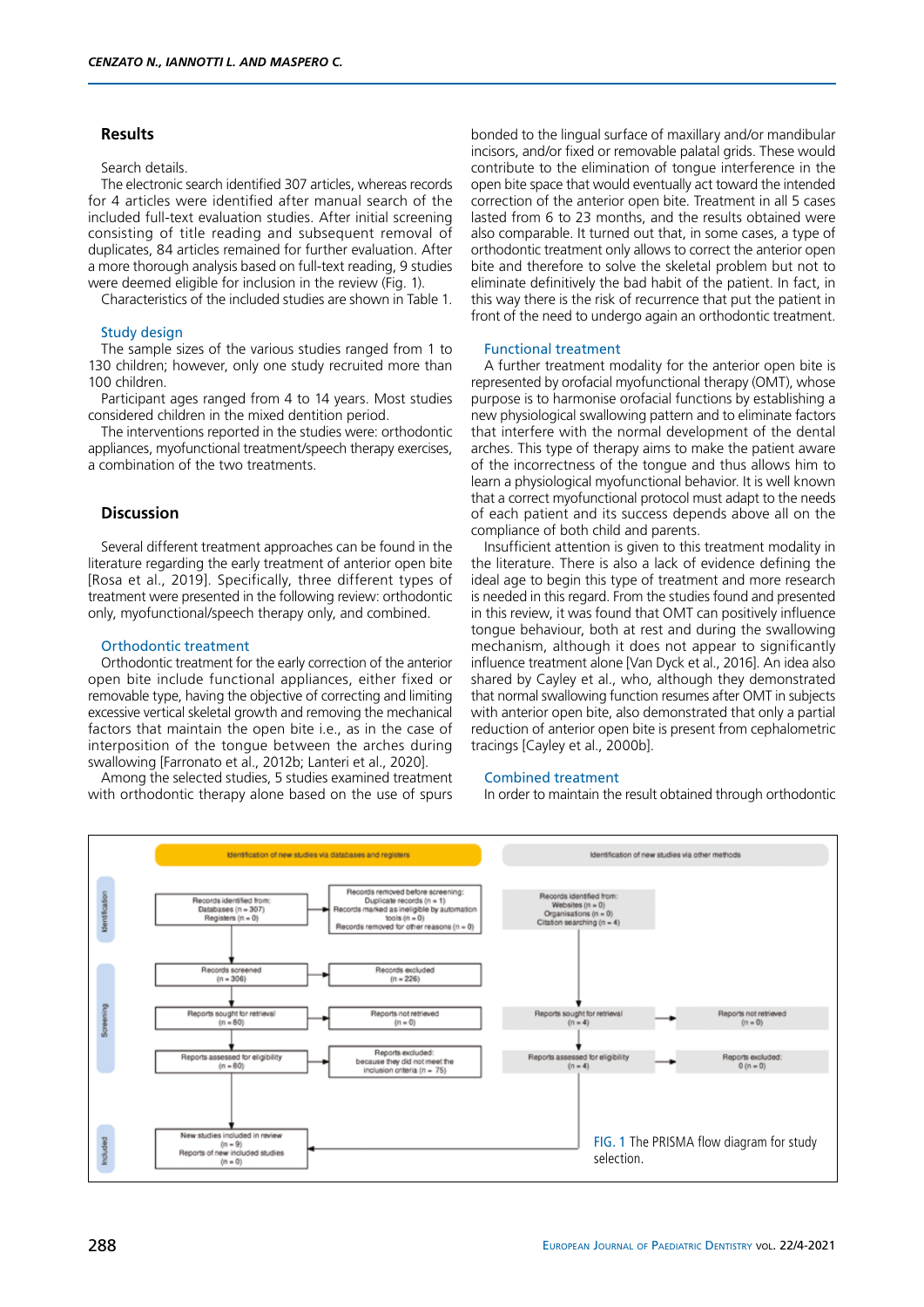## Results

Search details.

The electronic search identified 307 articles, whereas records for 4 articles were identified after manual search of the included full-text evaluation studies. After initial screening consisting of title reading and subsequent removal of duplicates, 84 articles remained for further evaluation. After a more thorough analysis based on full-text reading, 9 studies were deemed eligible for inclusion in the review (Fig. 1).

Characteristics of the included studies are shown in Table 1.

### Study design

The sample sizes of the various studies ranged from 1 to 130 children; however, only one study recruited more than 100 children.

Participant ages ranged from 4 to 14 years. Most studies considered children in the mixed dentition period.

The interventions reported in the studies were: orthodontic appliances, myofunctional treatment/speech therapy exercises, a combination of the two treatments.

## Discussion

Several different treatment approaches can be found in the literature regarding the early treatment of anterior open bite [Rosa et al., 2019]. Specifically, three different types of treatment were presented in the following review: orthodontic only, myofunctional/speech therapy only, and combined.

### Orthodontic treatment

Orthodontic treatment for the early correction of the anterior open bite include functional appliances, either fixed or removable type, having the objective of correcting and limiting excessive vertical skeletal growth and removing the mechanical factors that maintain the open bite i.e., as in the case of interposition of the tongue between the arches during swallowing [Farronato et al., 2012b; Lanteri et al., 2020].

Among the selected studies, 5 studies examined treatment with orthodontic therapy alone based on the use of spurs bonded to the lingual surface of maxillary and/or mandibular incisors, and/or fixed or removable palatal grids. These would contribute to the elimination of tongue interference in the open bite space that would eventually act toward the intended correction of the anterior open bite. Treatment in all 5 cases lasted from 6 to 23 months, and the results obtained were also comparable. It turned out that, in some cases, a type of orthodontic treatment only allows to correct the anterior open bite and therefore to solve the skeletal problem but not to eliminate definitively the bad habit of the patient. In fact, in this way there is the risk of recurrence that put the patient in front of the need to undergo again an orthodontic treatment.

### Functional treatment

A further treatment modality for the anterior open bite is represented by orofacial myofunctional therapy (OMT), whose purpose is to harmonise orofacial functions by establishing a new physiological swallowing pattern and to eliminate factors that interfere with the normal development of the dental arches. This type of therapy aims to make the patient aware of the incorrectness of the tongue and thus allows him to learn a physiological myofunctional behavior. It is well known that a correct myofunctional protocol must adapt to the needs of each patient and its success depends above all on the compliance of both child and parents.

Insufficient attention is given to this treatment modality in the literature. There is also a lack of evidence defining the ideal age to begin this type of treatment and more research is needed in this regard. From the studies found and presented in this review, it was found that OMT can positively influence tongue behaviour, both at rest and during the swallowing mechanism, although it does not appear to significantly influence treatment alone [Van Dyck et al., 2016]. An idea also shared by Cayley et al., who, although they demonstrated that normal swallowing function resumes after OMT in subjects with anterior open bite, also demonstrated that only a partial reduction of anterior open bite is present from cephalometric tracings [Cayley et al., 2000b].

### Combined treatment

In order to maintain the result obtained through orthodontic

Identification of new studies via databases and registers

Identification of new studies via other methods

Identification

Records identified from:
Databases (n = 307)
Registers (n = 0)

Records removed before screening:
Duplicate records (n = 1)
Records marked as ineligible by automation tools (n = 0)
Records removed for other reasons (n = 0)

Records identified from:
Websites (n = 0)
Organisations (n = 0)
Citation searching (n = 4)

Screening

Records screened
(n = 306)

Records excluded
(n = 226)

Reports sought for retrieval
(n = 80)

Reports not retrieved
(n = 0)

Reports sought for retrieval
(n = 4)

Reports not retrieved
(n = 0)

Reports assessed for eligibility
(n = 80)

Reports excluded:
because they did not meet the inclusion criteria (n = 75)

Reports assessed for eligibility
(n = 4)

Reports excluded:
0 (n = 0)

Included

New studies included in review
(n = 9)
Reports of new included studies
(n = 0)

FIG. 1 The PRISMA flow diagram for study selection.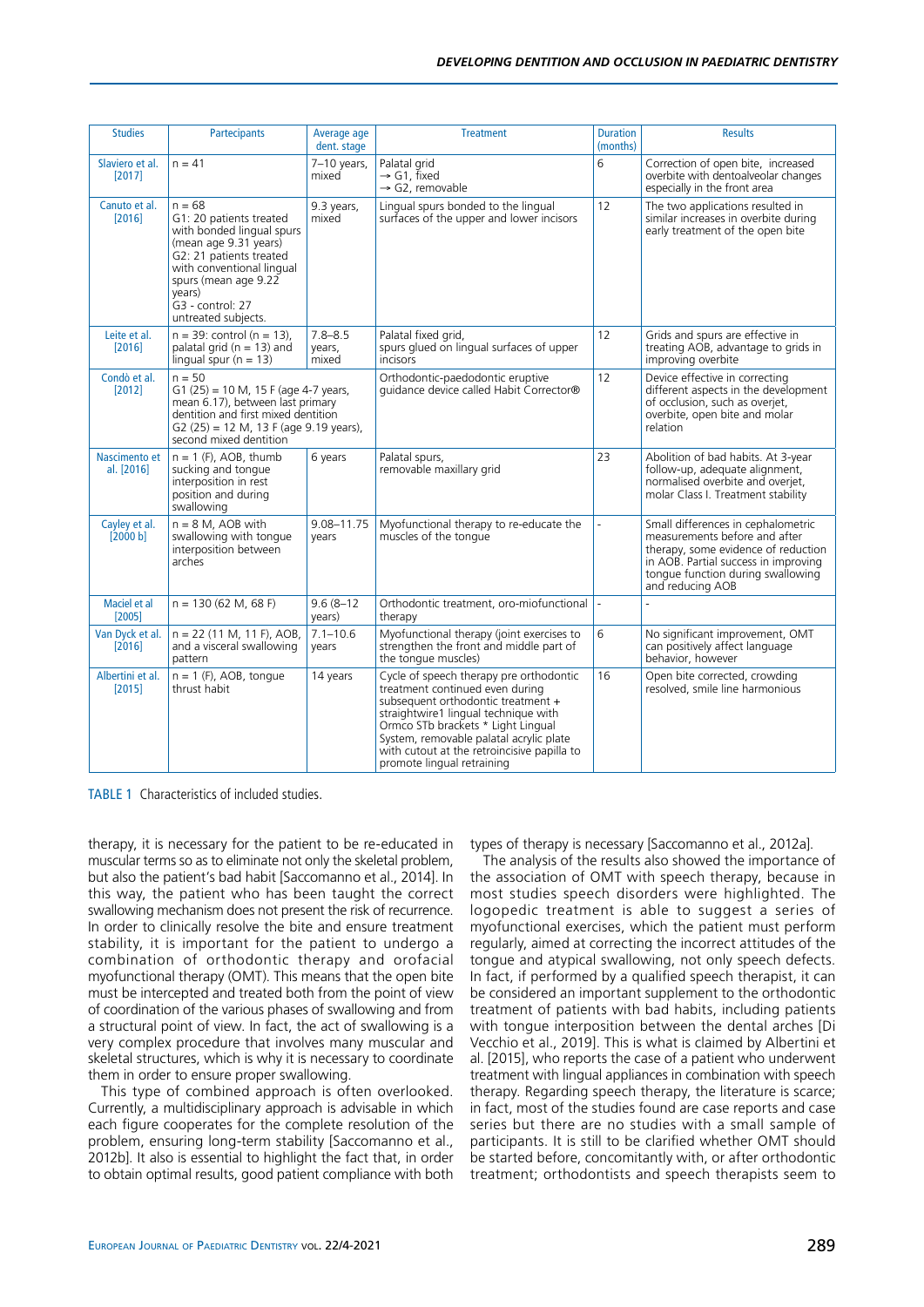| Studies | Partecipants | Average age dent. stage | Treatment | Duration (months) | Results |
|---|---|---|---|---|---|
| Slaviero et al. [2017] | n = 41 | 7–10 years, mixed | Palatal grid → G1, fixed → G2, removable | 6 | Correction of open bite, increased overbite with dentoalveolar changes especially in the front area |
| Canuto et al. [2016] | n = 68 G1: 20 patients treated with bonded lingual spurs (mean age 9.31 years) G2: 21 patients treated with conventional lingual spurs (mean age 9.22 years) G3 - control: 27 untreated subjects. | 9.3 years, mixed | Lingual spurs bonded to the lingual surfaces of the upper and lower incisors | 12 | The two applications resulted in similar increases in overbite during early treatment of the open bite |
| Leite et al. [2016] | n = 39: control (n = 13), palatal grid (n = 13) and lingual spur (n = 13) | 7.8–8.5 years, mixed | Palatal fixed grid, spurs glued on lingual surfaces of upper incisors | 12 | Grids and spurs are effective in treating AOB, advantage to grids in improving overbite |
| Condò et al. [2012] | n = 50 G1 (25) = 10 M, 15 F (age 4-7 years, mean 6.17), between last primary dentition and first mixed dentition G2 (25) = 12 M, 13 F (age 9.19 years), second mixed dentition | | Orthodontic-paedodontic eruptive guidance device called Habit Corrector® | 12 | Device effective in correcting different aspects in the development of occlusion, such as overjet, overbite, open bite and molar relation |
| Nascimento et al. [2016] | n = 1 (F), AOB, thumb sucking and tongue interposition in rest position and during swallowing | 6 years | Palatal spurs, removable maxillary grid | 23 | Abolition of bad habits. At 3-year follow-up, adequate alignment, normalised overbite and overjet, molar Class I. Treatment stability |
| Cayley et al. [2000 b] | n = 8 M, AOB with swallowing with tongue interposition between arches | 9.08–11.75 years | Myofunctional therapy to re-educate the muscles of the tongue | - | Small differences in cephalometric measurements before and after therapy, some evidence of reduction in AOB. Partial success in improving tongue function during swallowing and reducing AOB |
| Maciel et al [2005] | n = 130 (62 M, 68 F) | 9.6 (8–12 years) | Orthodontic treatment, oro-miofunctional therapy | - | - |
| Van Dyck et al. [2016] | n = 22 (11 M, 11 F), AOB, and a visceral swallowing pattern | 7.1–10.6 years | Myofunctional therapy (joint exercises to strengthen the front and middle part of the tongue muscles) | 6 | No significant improvement, OMT can positively affect language behavior, however |
| Albertini et al. [2015] | n = 1 (F), AOB, tongue thrust habit | 14 years | Cycle of speech therapy pre orthodontic treatment continued even during subsequent orthodontic treatment + straightwire1 lingual technique with Ormco STb brackets * Light Lingual System, removable palatal acrylic plate with cutout at the retroincisive papilla to promote lingual retraining | 16 | Open bite corrected, crowding resolved, smile line harmonious |

TABLE 1 Characteristics of included studies.

therapy, it is necessary for the patient to be re-educated in muscular terms so as to eliminate not only the skeletal problem, but also the patient's bad habit [Saccomanno et al., 2014]. In this way, the patient who has been taught the correct swallowing mechanism does not present the risk of recurrence. In order to clinically resolve the bite and ensure treatment stability, it is important for the patient to undergo a combination of orthodontic therapy and orofacial myofunctional therapy (OMT). This means that the open bite must be intercepted and treated both from the point of view of coordination of the various phases of swallowing and from a structural point of view. In fact, the act of swallowing is a very complex procedure that involves many muscular and skeletal structures, which is why it is necessary to coordinate them in order to ensure proper swallowing.

This type of combined approach is often overlooked. Currently, a multidisciplinary approach is advisable in which each figure cooperates for the complete resolution of the problem, ensuring long-term stability [Saccomanno et al., 2012b]. It also is essential to highlight the fact that, in order to obtain optimal results, good patient compliance with both types of therapy is necessary [Saccomanno et al., 2012a].

The analysis of the results also showed the importance of the association of OMT with speech therapy, because in most studies speech disorders were highlighted. The logopedic treatment is able to suggest a series of myofunctional exercises, which the patient must perform regularly, aimed at correcting the incorrect attitudes of the tongue and atypical swallowing, not only speech defects. In fact, if performed by a qualified speech therapist, it can be considered an important supplement to the orthodontic treatment of patients with bad habits, including patients with tongue interposition between the dental arches [Di Vecchio et al., 2019]. This is what is claimed by Albertini et al. [2015], who reports the case of a patient who underwent treatment with lingual appliances in combination with speech therapy. Regarding speech therapy, the literature is scarce; in fact, most of the studies found are case reports and case series but there are no studies with a small sample of participants. It is still to be clarified whether OMT should be started before, concomitantly with, or after orthodontic treatment; orthodontists and speech therapists seem to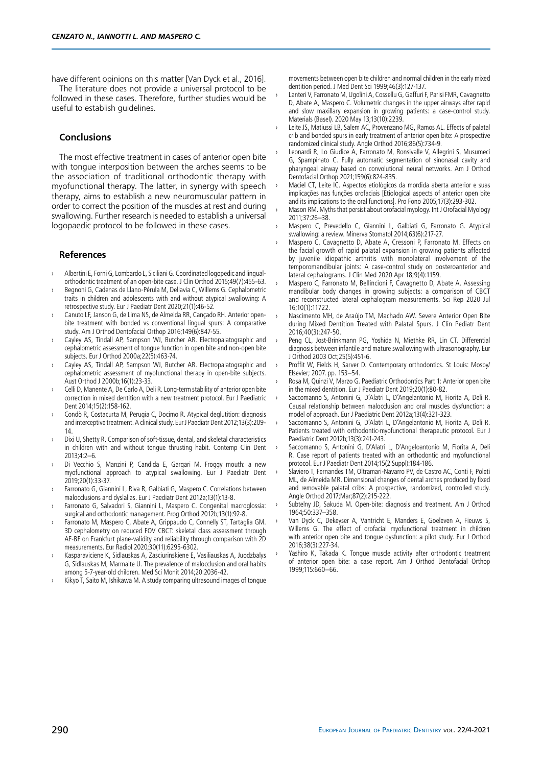have different opinions on this matter [Van Dyck et al., 2016].

The literature does not provide a universal protocol to be followed in these cases. Therefore, further studies would be useful to establish guidelines.

## Conclusions

The most effective treatment in cases of anterior open bite with tongue interposition between the arches seems to be the association of traditional orthodontic therapy with myofunctional therapy. The latter, in synergy with speech therapy, aims to establish a new neuromuscular pattern in order to correct the position of the muscles at rest and during swallowing. Further research is needed to establish a universal logopaedic protocol to be followed in these cases.

## References

- Albertini E, Forni G, Lombardo L, Siciliani G. Coordinated logopedic and lingual-orthodontic treatment of an open-bite case. J Clin Orthod 2015;49(7):455-63.
- Begnoni G, Cadenas de Llano-Pérula M, Dellavia C, Willems G. Cephalometric traits in children and adolescents with and without atypical swallowing: A retrospective study. Eur J Paediatr Dent 2020;21(1):46-52.
- Canuto LF, Janson G, de Lima NS, de Almeida RR, Cançado RH. Anterior open-bite treatment with bonded vs conventional lingual spurs: A comparative study. Am J Orthod Dentofacial Orthop 2016;149(6):847-55.
- Cayley AS, Tindall AP, Sampson WJ, Butcher AR. Electropalatographic and cephalometric assessment of tongue function in open bite and non-open bite subjects. Eur J Orthod 2000a;22(5):463-74.
- Cayley AS, Tindall AP, Sampson WJ, Butcher AR. Electropalatographic and cephalometric assessment of myofunctional therapy in open-bite subjects. Aust Orthod J 2000b;16(1):23-33.
- Celli D, Manente A, De Carlo A, Deli R. Long-term stability of anterior open bite correction in mixed dentition with a new treatment protocol. Eur J Paediatric Dent 2014;15(2):158-162.
- Condò R, Costacurta M, Perugia C, Docimo R. Atypical deglutition: diagnosis and interceptive treatment. A clinical study. Eur J Paediatr Dent 2012;13(3):209-14.
- Dixi U, Shetty R. Comparison of soft-tissue, dental, and skeletal characteristics in children with and without tongue thrusting habit. Contemp Clin Dent 2013;4:2–6.
- Di Vecchio S, Manzini P, Candida E, Gargari M. Froggy mouth: a new myofunctional approach to atypical swallowing. Eur J Paediatr Dent 2019;20(1):33-37.
- Farronato G, Giannini L, Riva R, Galbiati G, Maspero C. Correlations between malocclusions and dyslalias. Eur J Paediatr Dent 2012a;13(1):13-8.
- Farronato G, Salvadori S, Giannini L, Maspero C. Congenital macroglossia: surgical and orthodontic management. Prog Orthod 2012b;13(1):92-8.
- Farronato M, Maspero C, Abate A, Grippaudo C, Connelly ST, Tartaglia GM. 3D cephalometry on reduced FOV CBCT: skeletal class assessment through AF-BF on Frankfurt plane-validity and reliability through comparison with 2D measurements. Eur Radiol 2020;30(11):6295-6302.
- Kasparaviciene K, Sidlauskas A, Zasciurinskiene E, Vasiliauskas A, Juodzbalys G, Sidlauskas M, Marmaite U. The prevalence of malocclusion and oral habits among 5-7-year-old children. Med Sci Monit 2014;20:2036-42.
- Kikyo T, Saito M, Ishikawa M. A study comparing ultrasound images of tongue movements between open bite children and normal children in the early mixed dentition period. J Med Dent Sci 1999;46(3):127-137.
- Lanteri V, Farronato M, Ugolini A, Cossellu G, Gaffuri F, Parisi FMR, Cavagnetto D, Abate A, Maspero C. Volumetric changes in the upper airways after rapid and slow maxillary expansion in growing patients: a case-control study. Materials (Basel). 2020 May 13;13(10):2239.
- Leite JS, Matiussi LB, Salem AC, Provenzano MG, Ramos AL. Effects of palatal crib and bonded spurs in early treatment of anterior open bite: A prospective randomized clinical study. Angle Orthod 2016;86(5):734-9.
- Leonardi R, Lo Giudice A, Farronato M, Ronsivalle V, Allegrini S, Musumeci G, Spampinato C. Fully automatic segmentation of sinonasal cavity and pharyngeal airway based on convolutional neural networks. Am J Orthod Dentofacial Orthop 2021;159(6):824-835.
- Maciel CT, Leite IC. Aspectos etiológicos da mordida aberta anterior e suas implicações nas funções orofaciais [Etiological aspects of anterior open bite and its implications to the oral functions]. Pro Fono 2005;17(3):293-302.
- Mason RM. Myths that persist about orofacial myology. Int J Orofacial Myology 2011;37:26–38.
- Maspero C, Prevedello C, Giannini L, Galbiati G, Farronato G. Atypical swallowing: a review. Minerva Stomatol 2014;63(6):217-27.
- Maspero C, Cavagnetto D, Abate A, Cressoni P, Farronato M. Effects on the facial growth of rapid palatal expansion in growing patients affected by juvenile idiopathic arthritis with monolateral involvement of the temporomandibular joints: A case-control study on posteroanterior and lateral cephalograms. J Clin Med 2020 Apr 18;9(4):1159.
- Maspero C, Farronato M, Bellincioni F, Cavagnetto D, Abate A. Assessing mandibular body changes in growing subjects: a comparison of CBCT and reconstructed lateral cephalogram measurements. Sci Rep 2020 Jul 16;10(1):11722.
- Nascimento MH, de Araújo TM, Machado AW. Severe Anterior Open Bite during Mixed Dentition Treated with Palatal Spurs. J Clin Pediatr Dent 2016;40(3):247-50.
- Peng CL, Jost-Brinkmann PG, Yoshida N, Miethke RR, Lin CT. Differential diagnosis between infantile and mature swallowing with ultrasonography. Eur J Orthod 2003 Oct;25(5):451-6.
- Proffit W, Fields H, Sarver D. Contemporary orthodontics. St Louis: Mosby/Elsevier; 2007. pp. 153–54.
- Rosa M, Quinzi V, Marzo G. Paediatric Orthodontics Part 1: Anterior open bite in the mixed dentition. Eur J Paediatr Dent 2019;20(1):80-82.
- Saccomanno S, Antonini G, D'Alatri L, D'Angelantonio M, Fiorita A, Deli R. Causal relationship between malocclusion and oral muscles dysfunction: a model of approach. Eur J Paediatr Dent 2012a;13(4):321-323.
- Saccomanno S, Antonini G, D'Alatri L, D'Angelantonio M, Fiorita A, Deli R. Patients treated with orthodontic-myofunctional therapeutic protocol. Eur J Paediatric Dent 2012b;13(3):241-243.
- Saccomanno S, Antonini G, D'Alatri L, D'Angeloantonio M, Fiorita A, Deli R. Case report of patients treated with an orthodontic and myofunctional protocol. Eur J Paediatr Dent 2014;15(2 Suppl):184-186.
- Slaviero T, Fernandes TM, Oltramari-Navarro PV, de Castro AC, Conti F, Poleti ML, de Almeida MR. Dimensional changes of dental arches produced by fixed and removable palatal cribs: A prospective, randomized, controlled study. Angle Orthod 2017;Mar;87(2):215-222.
- Subtelny JD, Sakuda M. Open-bite: diagnosis and treatment. Am J Orthod 1964;50:337–358.
- Van Dyck C, Dekeyser A, Vantricht E, Manders E, Goeleven A, Fieuws S, Willems G. The effect of orofacial myofunctional treatment in children with anterior open bite and tongue dysfunction: a pilot study. Eur J Orthod 2016;38(3):227-34.
- Yashiro K, Takada K. Tongue muscle activity after orthodontic treatment of anterior open bite: a case report. Am J Orthod Dentofacial Orthop 1999;115:660–66.